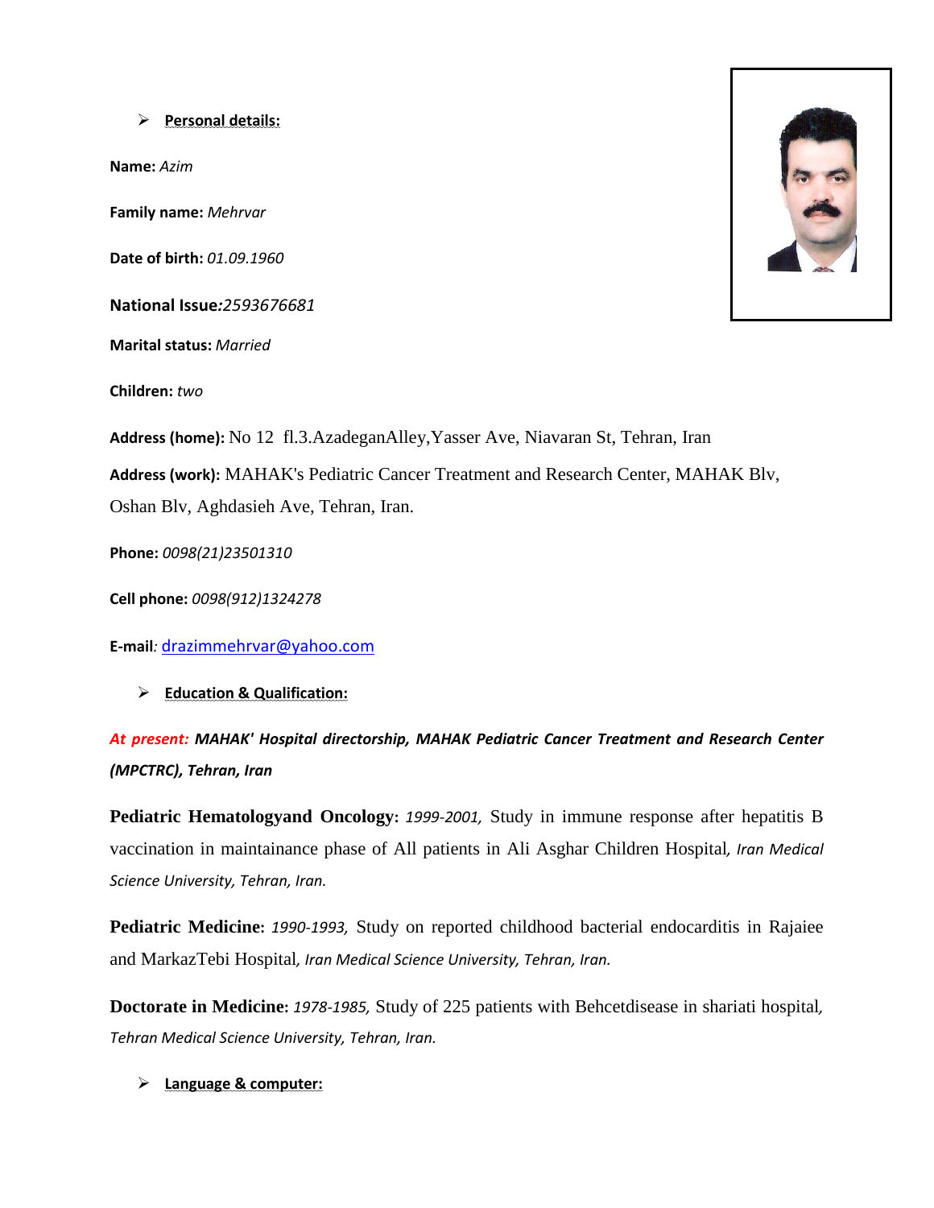- **Personal details:**

**Name:** *Azim*

**Family name:** *Mehrvar*

**Date of birth:** *01.09.1960*

**National Issue:** *2593676681*

**Marital status:** *Married*

**Children:** *two*

**Address (home):** No 12 fl.3.AzadeganAlley,Yasser Ave, Niavaran St, Tehran, Iran

**Address (work):** MAHAK's Pediatric Cancer Treatment and Research Center, MAHAK Blv, Oshan Blv, Aghdasieh Ave, Tehran, Iran.

**Phone:** *0098(21)23501310*

**Cell phone:** *0098(912)1324278*

**E-mail**: drazimmehrvar@yahoo.com

- **Education & Qualification:**

***At present:* MAHAK' Hospital directorship, MAHAK Pediatric Cancer Treatment and Research Center (MPCTRC), Tehran, Iran**

**Pediatric Hematologyand Oncology:** *1999-2001,* Study in immune response after hepatitis B vaccination in maintainance phase of All patients in Ali Asghar Children Hospital*, Iran Medical Science University, Tehran, Iran.*

**Pediatric Medicine:** *1990-1993,* Study on reported childhood bacterial endocarditis in Rajaiee and MarkazTebi Hospital*, Iran Medical Science University, Tehran, Iran.*

**Doctorate in Medicine:** *1978-1985,* Study of 225 patients with Behcetdisease in shariati hospital*, Tehran Medical Science University, Tehran, Iran.*

- **Language & computer:**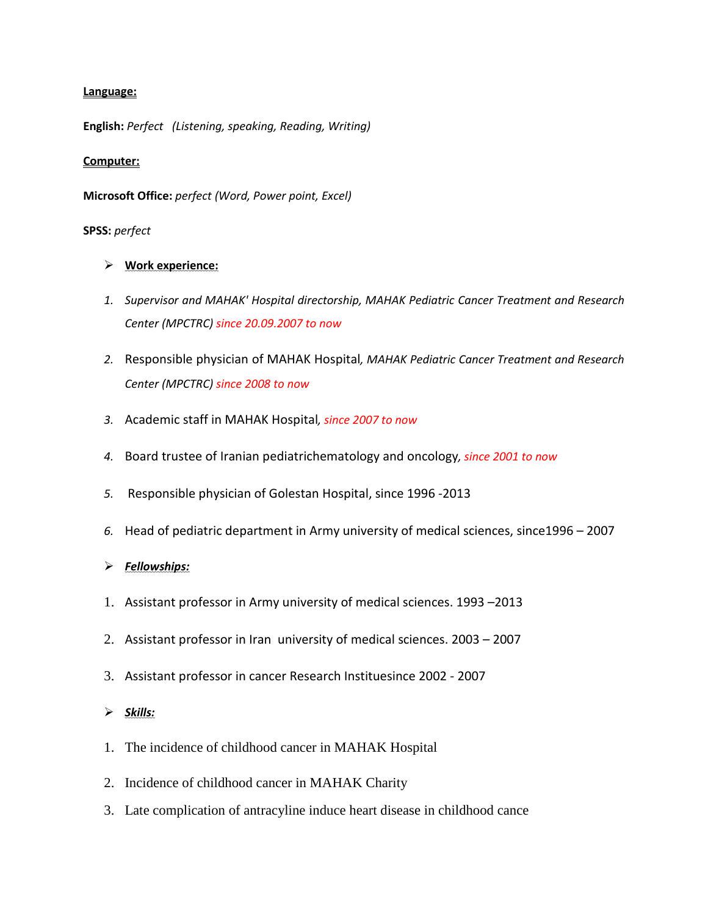**Language:**

**English:** *Perfect (Listening, speaking, Reading, Writing)*

**Computer:**

**Microsoft Office:** *perfect (Word, Power point, Excel)*

**SPSS:** *perfect*

- **Work experience:**

1. *Supervisor and MAHAK' Hospital directorship, MAHAK Pediatric Cancer Treatment and Research Center (MPCTRC) since 20.09.2007 to now*
2. Responsible physician of MAHAK Hospital*, MAHAK Pediatric Cancer Treatment and Research Center (MPCTRC) since 2008 to now*
3. Academic staff in MAHAK Hospital*, since 2007 to now*
4. Board trustee of Iranian pediatrichematology and oncology*, since 2001 to now*
5. Responsible physician of Golestan Hospital, since 1996 -2013
6. Head of pediatric department in Army university of medical sciences, since1996 – 2007

- ***Fellowships:***

1. Assistant professor in Army university of medical sciences. 1993 –2013
2. Assistant professor in Iran university of medical sciences. 2003 – 2007
3. Assistant professor in cancer Research Instituesince 2002 - 2007

- ***Skills:***

1. The incidence of childhood cancer in MAHAK Hospital
2. Incidence of childhood cancer in MAHAK Charity
3. Late complication of antracyline induce heart disease in childhood cance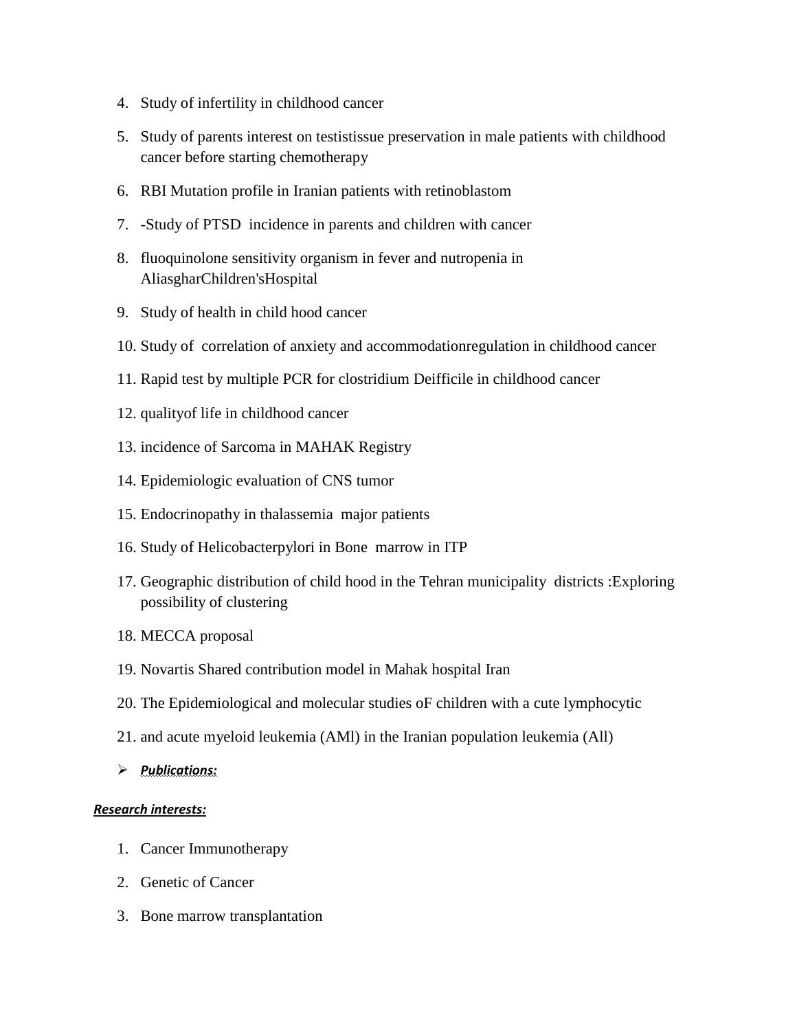4. Study of infertility in childhood cancer
5. Study of parents interest on testistissue preservation in male patients with childhood cancer before starting chemotherapy
6. RBI Mutation profile in Iranian patients with retinoblastom
7. -Study of PTSD incidence in parents and children with cancer
8. fluoquinolone sensitivity organism in fever and nutropenia in AliasgharChildren'sHospital
9. Study of health in child hood cancer
10. Study of correlation of anxiety and accommodationregulation in childhood cancer
11. Rapid test by multiple PCR for clostridium Deifficile in childhood cancer
12. qualityof life in childhood cancer
13. incidence of Sarcoma in MAHAK Registry
14. Epidemiologic evaluation of CNS tumor
15. Endocrinopathy in thalassemia major patients
16. Study of Helicobacterpylori in Bone marrow in ITP
17. Geographic distribution of child hood in the Tehran municipality districts :Exploring possibility of clustering
18. MECCA proposal
19. Novartis Shared contribution model in Mahak hospital Iran
20. The Epidemiological and molecular studies oF children with a cute lymphocytic
21. and acute myeloid leukemia (AMl) in the Iranian population leukemia (All)

- ***Publications:***

***Research interests:***

1. Cancer Immunotherapy
2. Genetic of Cancer
3. Bone marrow transplantation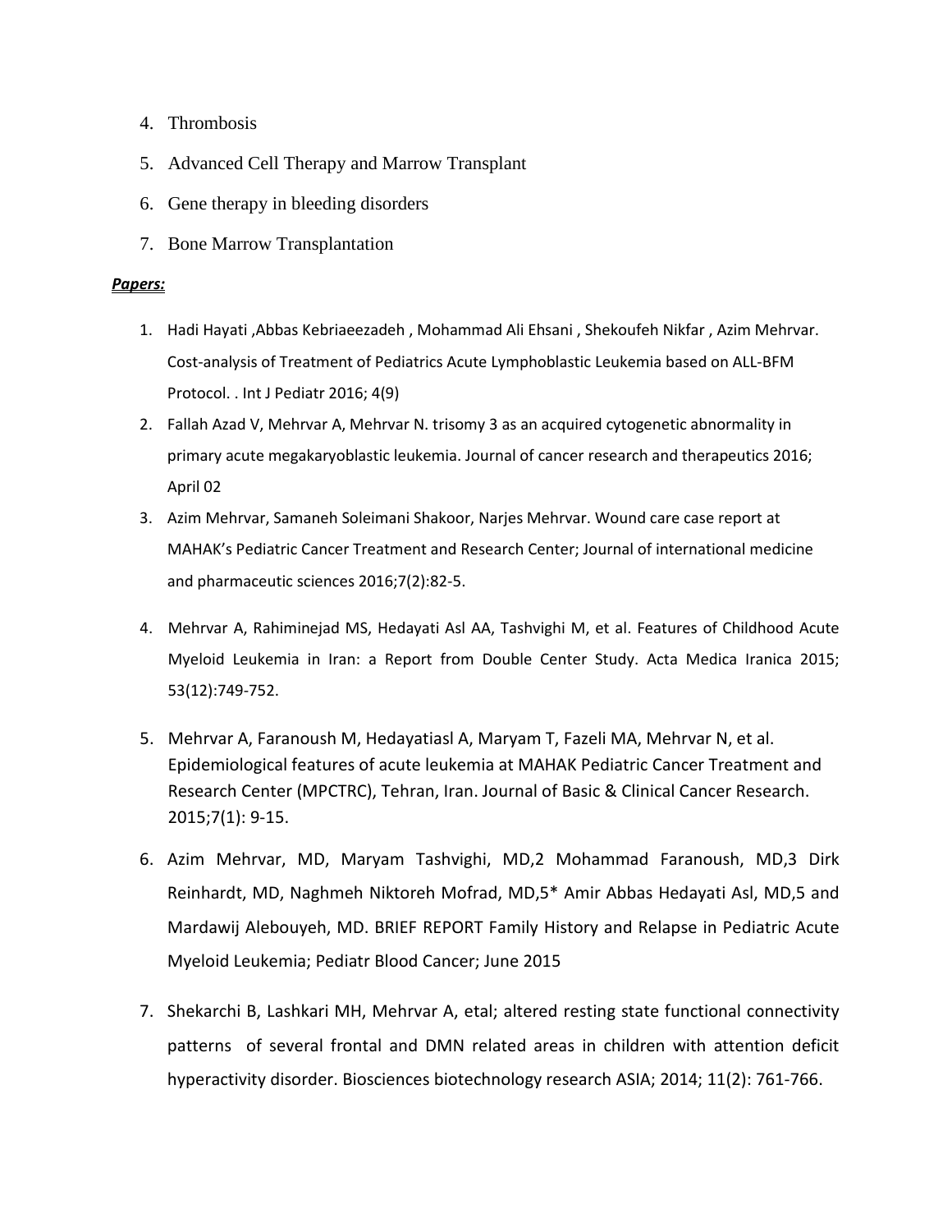4. Thrombosis
5. Advanced Cell Therapy and Marrow Transplant
6. Gene therapy in bleeding disorders
7. Bone Marrow Transplantation

***Papers:***

1. Hadi Hayati ,Abbas Kebriaeezadeh , Mohammad Ali Ehsani , Shekoufeh Nikfar , Azim Mehrvar. Cost-analysis of Treatment of Pediatrics Acute Lymphoblastic Leukemia based on ALL-BFM Protocol. . Int J Pediatr 2016; 4(9)
2. Fallah Azad V, Mehrvar A, Mehrvar N. trisomy 3 as an acquired cytogenetic abnormality in primary acute megakaryoblastic leukemia. Journal of cancer research and therapeutics 2016; April 02
3. Azim Mehrvar, Samaneh Soleimani Shakoor, Narjes Mehrvar. Wound care case report at MAHAK's Pediatric Cancer Treatment and Research Center; Journal of international medicine and pharmaceutic sciences 2016;7(2):82-5.
4. Mehrvar A, Rahiminejad MS, Hedayati Asl AA, Tashvighi M, et al. Features of Childhood Acute Myeloid Leukemia in Iran: a Report from Double Center Study. Acta Medica Iranica 2015; 53(12):749-752.
5. Mehrvar A, Faranoush M, Hedayatiasl A, Maryam T, Fazeli MA, Mehrvar N, et al. Epidemiological features of acute leukemia at MAHAK Pediatric Cancer Treatment and Research Center (MPCTRC), Tehran, Iran. Journal of Basic & Clinical Cancer Research. 2015;7(1): 9-15.
6. Azim Mehrvar, MD, Maryam Tashvighi, MD,2 Mohammad Faranoush, MD,3 Dirk Reinhardt, MD, Naghmeh Niktoreh Mofrad, MD,5* Amir Abbas Hedayati Asl, MD,5 and Mardawij Alebouyeh, MD. BRIEF REPORT Family History and Relapse in Pediatric Acute Myeloid Leukemia; Pediatr Blood Cancer; June 2015
7. Shekarchi B, Lashkari MH, Mehrvar A, etal; altered resting state functional connectivity patterns of several frontal and DMN related areas in children with attention deficit hyperactivity disorder. Biosciences biotechnology research ASIA; 2014; 11(2): 761-766.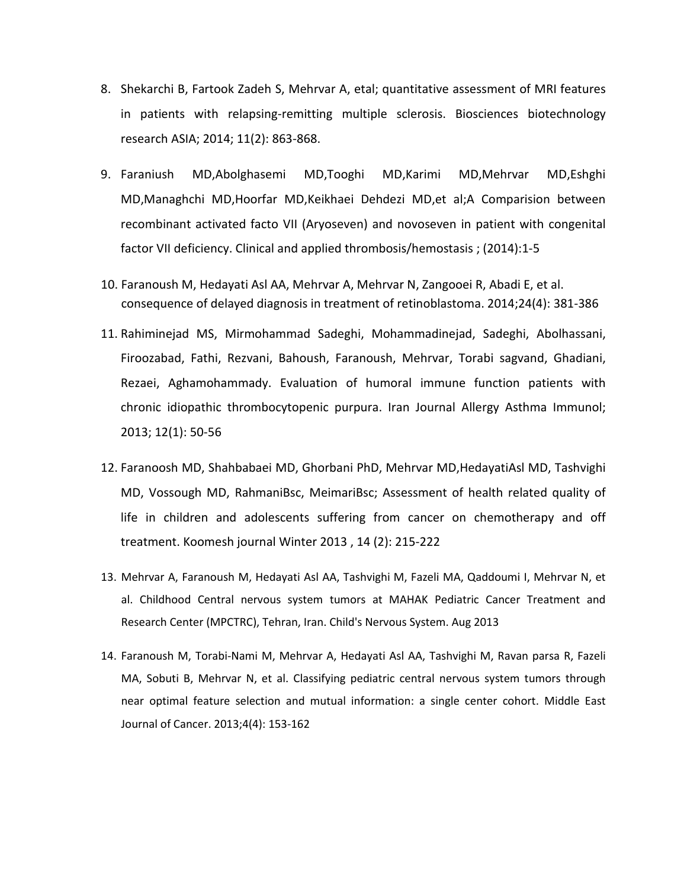8. Shekarchi B, Fartook Zadeh S, Mehrvar A, etal; quantitative assessment of MRI features in patients with relapsing-remitting multiple sclerosis. Biosciences biotechnology research ASIA; 2014; 11(2): 863-868.

9. Faraniush MD,Abolghasemi MD,Tooghi MD,Karimi MD,Mehrvar MD,Eshghi MD,Managhchi MD,Hoorfar MD,Keikhaei Dehdezi MD,et al;A Comparision between recombinant activated facto VII (Aryoseven) and novoseven in patient with congenital factor VII deficiency. Clinical and applied thrombosis/hemostasis ; (2014):1-5

10. Faranoush M, Hedayati Asl AA, Mehrvar A, Mehrvar N, Zangooei R, Abadi E, et al. consequence of delayed diagnosis in treatment of retinoblastoma. 2014;24(4): 381-386

11. Rahiminejad MS, Mirmohammad Sadeghi, Mohammadinejad, Sadeghi, Abolhassani, Firoozabad, Fathi, Rezvani, Bahoush, Faranoush, Mehrvar, Torabi sagvand, Ghadiani, Rezaei, Aghamohammady. Evaluation of humoral immune function patients with chronic idiopathic thrombocytopenic purpura. Iran Journal Allergy Asthma Immunol; 2013; 12(1): 50-56

12. Faranoosh MD, Shahbabaei MD, Ghorbani PhD, Mehrvar MD,HedayatiAsl MD, Tashvighi MD, Vossough MD, RahmaniBsc, MeimariBsc; Assessment of health related quality of life in children and adolescents suffering from cancer on chemotherapy and off treatment. Koomesh journal Winter 2013 , 14 (2): 215-222

13. Mehrvar A, Faranoush M, Hedayati Asl AA, Tashvighi M, Fazeli MA, Qaddoumi I, Mehrvar N, et al. Childhood Central nervous system tumors at MAHAK Pediatric Cancer Treatment and Research Center (MPCTRC), Tehran, Iran. Child's Nervous System. Aug 2013

14. Faranoush M, Torabi-Nami M, Mehrvar A, Hedayati Asl AA, Tashvighi M, Ravan parsa R, Fazeli MA, Sobuti B, Mehrvar N, et al. Classifying pediatric central nervous system tumors through near optimal feature selection and mutual information: a single center cohort. Middle East Journal of Cancer. 2013;4(4): 153-162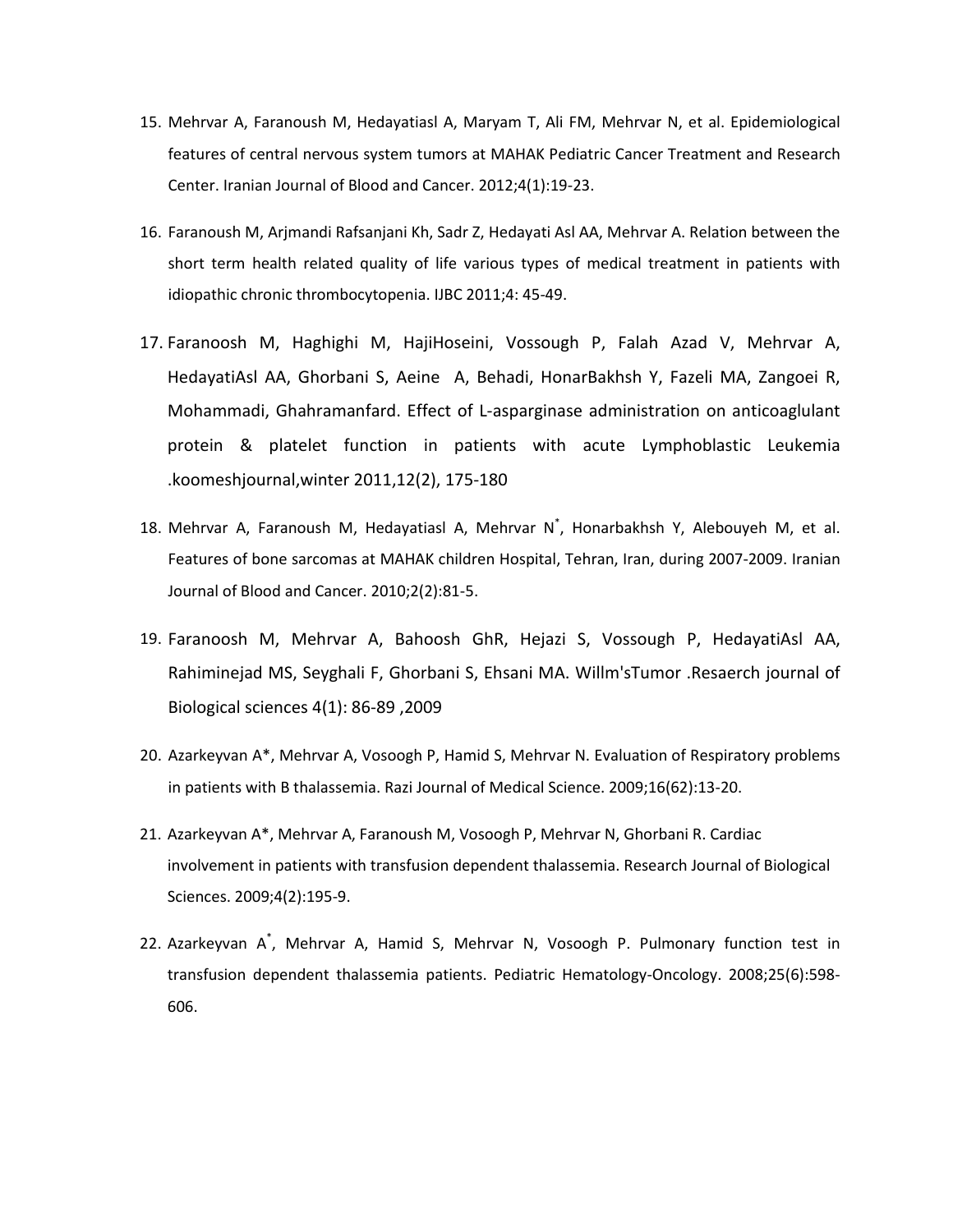15. Mehrvar A, Faranoush M, Hedayatiasl A, Maryam T, Ali FM, Mehrvar N, et al. Epidemiological features of central nervous system tumors at MAHAK Pediatric Cancer Treatment and Research Center. Iranian Journal of Blood and Cancer. 2012;4(1):19-23.

16. Faranoush M, Arjmandi Rafsanjani Kh, Sadr Z, Hedayati Asl AA, Mehrvar A. Relation between the short term health related quality of life various types of medical treatment in patients with idiopathic chronic thrombocytopenia. IJBC 2011;4: 45-49.

17. Faranoosh M, Haghighi M, HajiHoseini, Vossough P, Falah Azad V, Mehrvar A, HedayatiAsl AA, Ghorbani S, Aeine A, Behadi, HonarBakhsh Y, Fazeli MA, Zangoei R, Mohammadi, Ghahramanfard. Effect of L-asparginase administration on anticoaglulant protein & platelet function in patients with acute Lymphoblastic Leukemia .koomeshjournal,winter 2011,12(2), 175-180

18. Mehrvar A, Faranoush M, Hedayatiasl A, Mehrvar N*, Honarbakhsh Y, Alebouyeh M, et al. Features of bone sarcomas at MAHAK children Hospital, Tehran, Iran, during 2007-2009. Iranian Journal of Blood and Cancer. 2010;2(2):81-5.

19. Faranoosh M, Mehrvar A, Bahoosh GhR, Hejazi S, Vossough P, HedayatiAsl AA, Rahiminejad MS, Seyghali F, Ghorbani S, Ehsani MA. Willm'sTumor .Resaerch journal of Biological sciences 4(1): 86-89 ,2009

20. Azarkeyvan A*, Mehrvar A, Vosoogh P, Hamid S, Mehrvar N. Evaluation of Respiratory problems in patients with B thalassemia. Razi Journal of Medical Science. 2009;16(62):13-20.

21. Azarkeyvan A*, Mehrvar A, Faranoush M, Vosoogh P, Mehrvar N, Ghorbani R. Cardiac involvement in patients with transfusion dependent thalassemia. Research Journal of Biological Sciences. 2009;4(2):195-9.

22. Azarkeyvan A*, Mehrvar A, Hamid S, Mehrvar N, Vosoogh P. Pulmonary function test in transfusion dependent thalassemia patients. Pediatric Hematology-Oncology. 2008;25(6):598-606.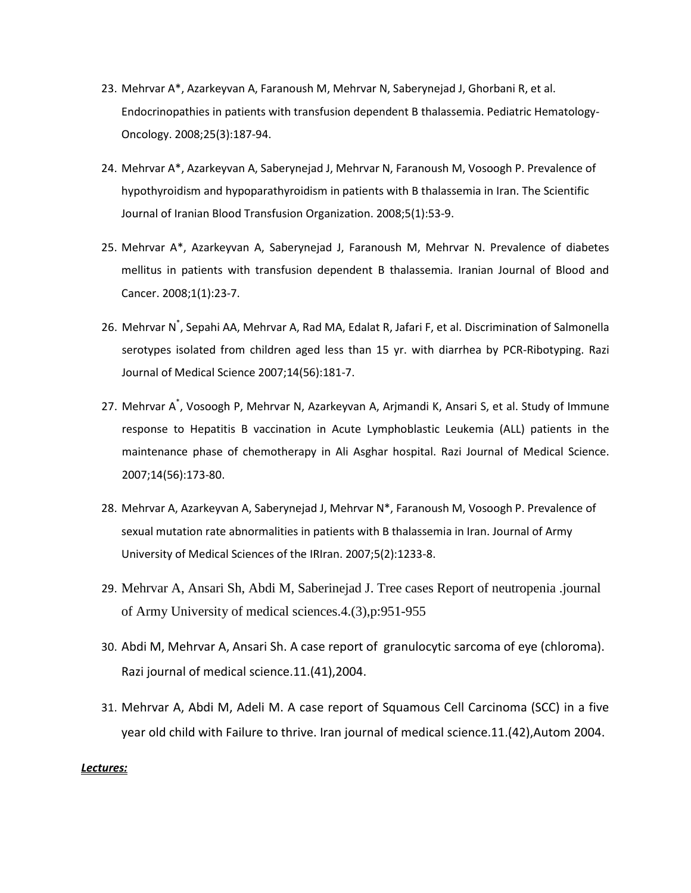23. Mehrvar A*, Azarkeyvan A, Faranoush M, Mehrvar N, Saberynejad J, Ghorbani R, et al. Endocrinopathies in patients with transfusion dependent B thalassemia. Pediatric Hematology-Oncology. 2008;25(3):187-94.

24. Mehrvar A*, Azarkeyvan A, Saberynejad J, Mehrvar N, Faranoush M, Vosoogh P. Prevalence of hypothyroidism and hypoparathyroidism in patients with B thalassemia in Iran. The Scientific Journal of Iranian Blood Transfusion Organization. 2008;5(1):53-9.

25. Mehrvar A*, Azarkeyvan A, Saberynejad J, Faranoush M, Mehrvar N. Prevalence of diabetes mellitus in patients with transfusion dependent B thalassemia. Iranian Journal of Blood and Cancer. 2008;1(1):23-7.

26. Mehrvar N[*], Sepahi AA, Mehrvar A, Rad MA, Edalat R, Jafari F, et al. Discrimination of Salmonella serotypes isolated from children aged less than 15 yr. with diarrhea by PCR-Ribotyping. Razi Journal of Medical Science 2007;14(56):181-7.

27. Mehrvar A[*], Vosoogh P, Mehrvar N, Azarkeyvan A, Arjmandi K, Ansari S, et al. Study of Immune response to Hepatitis B vaccination in Acute Lymphoblastic Leukemia (ALL) patients in the maintenance phase of chemotherapy in Ali Asghar hospital. Razi Journal of Medical Science. 2007;14(56):173-80.

28. Mehrvar A, Azarkeyvan A, Saberynejad J, Mehrvar N*, Faranoush M, Vosoogh P. Prevalence of sexual mutation rate abnormalities in patients with B thalassemia in Iran. Journal of Army University of Medical Sciences of the IRIran. 2007;5(2):1233-8.

29. Mehrvar A, Ansari Sh, Abdi M, Saberinejad J. Tree cases Report of neutropenia .journal of Army University of medical sciences.4.(3),p:951-955

30. Abdi M, Mehrvar A, Ansari Sh. A case report of granulocytic sarcoma of eye (chloroma). Razi journal of medical science.11.(41),2004.

31. Mehrvar A, Abdi M, Adeli M. A case report of Squamous Cell Carcinoma (SCC) in a five year old child with Failure to thrive. Iran journal of medical science.11.(42),Autom 2004.

***Lectures:***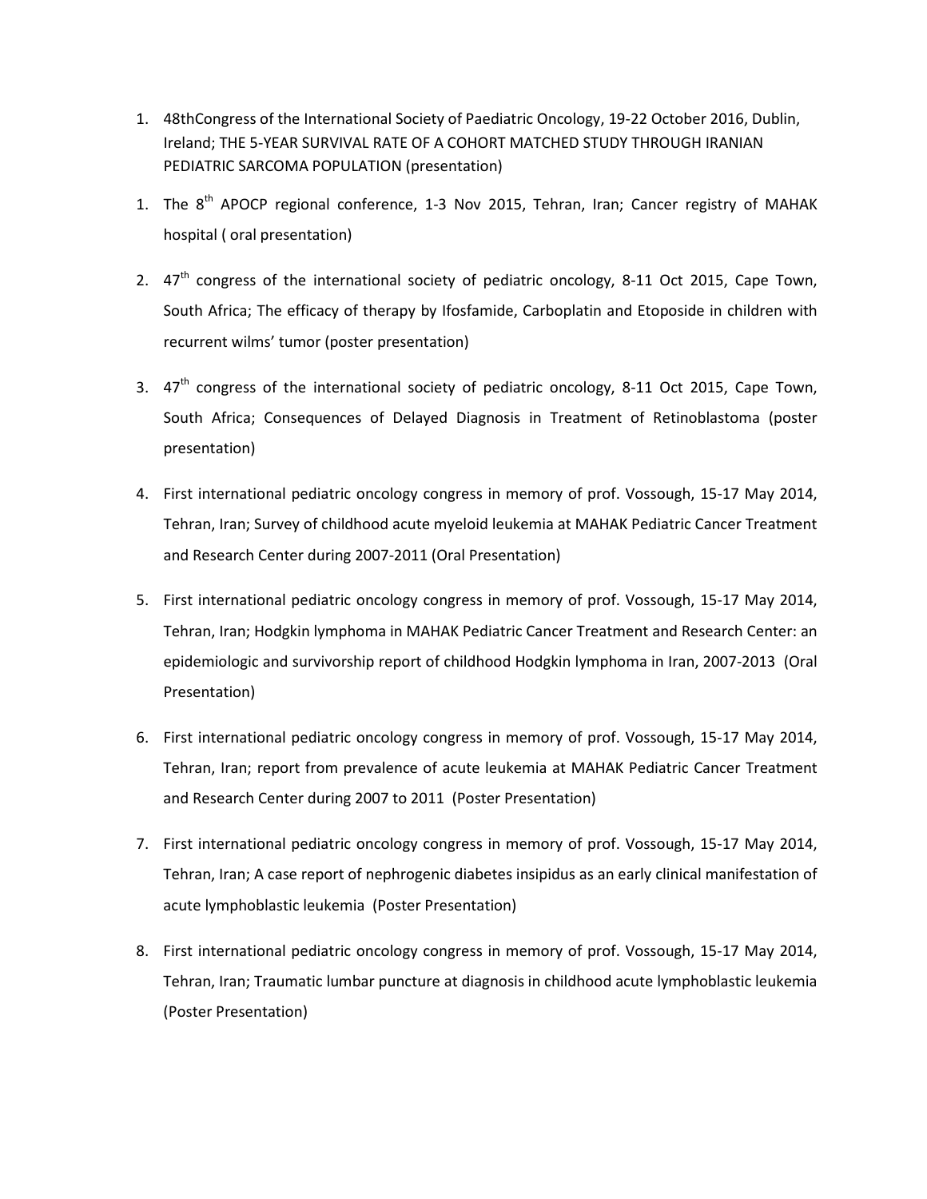1. 48thCongress of the International Society of Paediatric Oncology, 19-22 October 2016, Dublin, Ireland; THE 5-YEAR SURVIVAL RATE OF A COHORT MATCHED STUDY THROUGH IRANIAN PEDIATRIC SARCOMA POPULATION (presentation)

1. The 8th APOCP regional conference, 1-3 Nov 2015, Tehran, Iran; Cancer registry of MAHAK hospital ( oral presentation)
2. 47th congress of the international society of pediatric oncology, 8-11 Oct 2015, Cape Town, South Africa; The efficacy of therapy by Ifosfamide, Carboplatin and Etoposide in children with recurrent wilms' tumor (poster presentation)
3. 47th congress of the international society of pediatric oncology, 8-11 Oct 2015, Cape Town, South Africa; Consequences of Delayed Diagnosis in Treatment of Retinoblastoma (poster presentation)
4. First international pediatric oncology congress in memory of prof. Vossough, 15-17 May 2014, Tehran, Iran; Survey of childhood acute myeloid leukemia at MAHAK Pediatric Cancer Treatment and Research Center during 2007-2011 (Oral Presentation)
5. First international pediatric oncology congress in memory of prof. Vossough, 15-17 May 2014, Tehran, Iran; Hodgkin lymphoma in MAHAK Pediatric Cancer Treatment and Research Center: an epidemiologic and survivorship report of childhood Hodgkin lymphoma in Iran, 2007-2013 (Oral Presentation)
6. First international pediatric oncology congress in memory of prof. Vossough, 15-17 May 2014, Tehran, Iran; report from prevalence of acute leukemia at MAHAK Pediatric Cancer Treatment and Research Center during 2007 to 2011 (Poster Presentation)
7. First international pediatric oncology congress in memory of prof. Vossough, 15-17 May 2014, Tehran, Iran; A case report of nephrogenic diabetes insipidus as an early clinical manifestation of acute lymphoblastic leukemia (Poster Presentation)
8. First international pediatric oncology congress in memory of prof. Vossough, 15-17 May 2014, Tehran, Iran; Traumatic lumbar puncture at diagnosis in childhood acute lymphoblastic leukemia (Poster Presentation)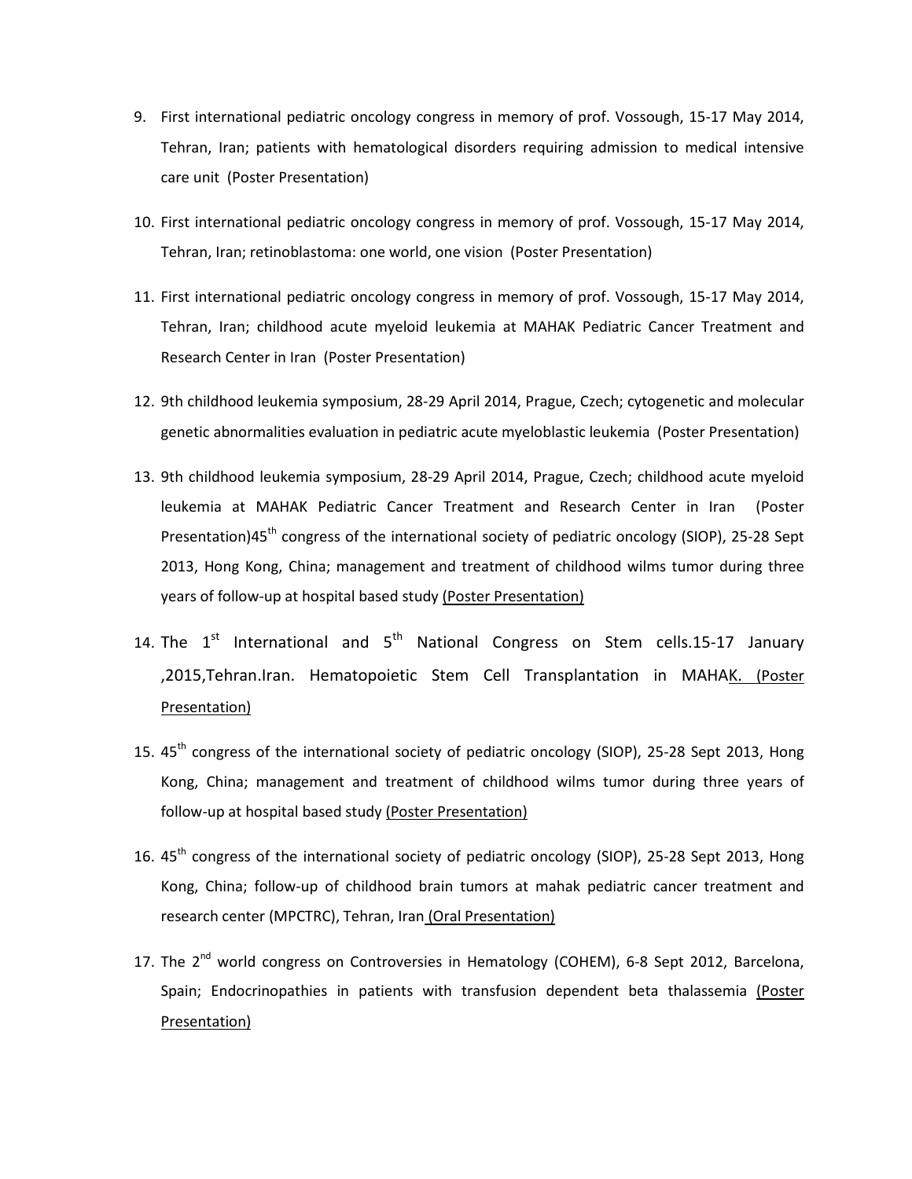9. First international pediatric oncology congress in memory of prof. Vossough, 15-17 May 2014, Tehran, Iran; patients with hematological disorders requiring admission to medical intensive care unit (Poster Presentation)

10. First international pediatric oncology congress in memory of prof. Vossough, 15-17 May 2014, Tehran, Iran; retinoblastoma: one world, one vision (Poster Presentation)

11. First international pediatric oncology congress in memory of prof. Vossough, 15-17 May 2014, Tehran, Iran; childhood acute myeloid leukemia at MAHAK Pediatric Cancer Treatment and Research Center in Iran (Poster Presentation)

12. 9th childhood leukemia symposium, 28-29 April 2014, Prague, Czech; cytogenetic and molecular genetic abnormalities evaluation in pediatric acute myeloblastic leukemia (Poster Presentation)

13. 9th childhood leukemia symposium, 28-29 April 2014, Prague, Czech; childhood acute myeloid leukemia at MAHAK Pediatric Cancer Treatment and Research Center in Iran (Poster Presentation)45th congress of the international society of pediatric oncology (SIOP), 25-28 Sept 2013, Hong Kong, China; management and treatment of childhood wilms tumor during three years of follow-up at hospital based study (Poster Presentation)

14. The 1st International and 5th National Congress on Stem cells.15-17 January ,2015,Tehran.Iran. Hematopoietic Stem Cell Transplantation in MAHAK. (Poster Presentation)

15. 45th congress of the international society of pediatric oncology (SIOP), 25-28 Sept 2013, Hong Kong, China; management and treatment of childhood wilms tumor during three years of follow-up at hospital based study (Poster Presentation)

16. 45th congress of the international society of pediatric oncology (SIOP), 25-28 Sept 2013, Hong Kong, China; follow-up of childhood brain tumors at mahak pediatric cancer treatment and research center (MPCTRC), Tehran, Iran (Oral Presentation)

17. The 2nd world congress on Controversies in Hematology (COHEM), 6-8 Sept 2012, Barcelona, Spain; Endocrinopathies in patients with transfusion dependent beta thalassemia (Poster Presentation)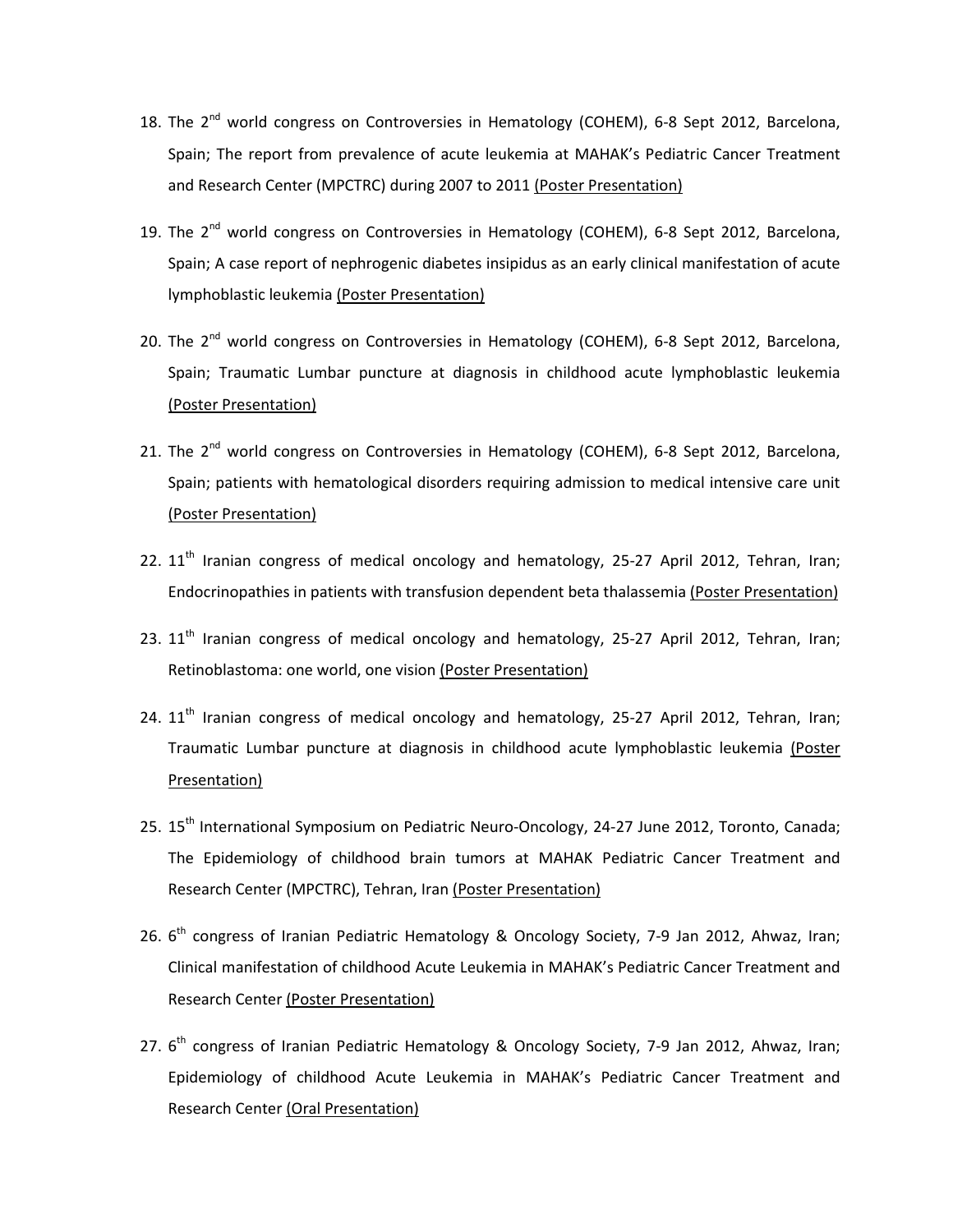18. The 2nd world congress on Controversies in Hematology (COHEM), 6-8 Sept 2012, Barcelona, Spain; The report from prevalence of acute leukemia at MAHAK's Pediatric Cancer Treatment and Research Center (MPCTRC) during 2007 to 2011 <u>(Poster Presentation)</u>

19. The 2nd world congress on Controversies in Hematology (COHEM), 6-8 Sept 2012, Barcelona, Spain; A case report of nephrogenic diabetes insipidus as an early clinical manifestation of acute lymphoblastic leukemia <u>(Poster Presentation)</u>

20. The 2nd world congress on Controversies in Hematology (COHEM), 6-8 Sept 2012, Barcelona, Spain; Traumatic Lumbar puncture at diagnosis in childhood acute lymphoblastic leukemia <u>(Poster Presentation)</u>

21. The 2nd world congress on Controversies in Hematology (COHEM), 6-8 Sept 2012, Barcelona, Spain; patients with hematological disorders requiring admission to medical intensive care unit <u>(Poster Presentation)</u>

22. 11th Iranian congress of medical oncology and hematology, 25-27 April 2012, Tehran, Iran; Endocrinopathies in patients with transfusion dependent beta thalassemia <u>(Poster Presentation)</u>

23. 11th Iranian congress of medical oncology and hematology, 25-27 April 2012, Tehran, Iran; Retinoblastoma: one world, one vision <u>(Poster Presentation)</u>

24. 11th Iranian congress of medical oncology and hematology, 25-27 April 2012, Tehran, Iran; Traumatic Lumbar puncture at diagnosis in childhood acute lymphoblastic leukemia <u>(Poster Presentation)</u>

25. 15th International Symposium on Pediatric Neuro-Oncology, 24-27 June 2012, Toronto, Canada; The Epidemiology of childhood brain tumors at MAHAK Pediatric Cancer Treatment and Research Center (MPCTRC), Tehran, Iran <u>(Poster Presentation)</u>

26. 6th congress of Iranian Pediatric Hematology & Oncology Society, 7-9 Jan 2012, Ahwaz, Iran; Clinical manifestation of childhood Acute Leukemia in MAHAK's Pediatric Cancer Treatment and Research Center <u>(Poster Presentation)</u>

27. 6th congress of Iranian Pediatric Hematology & Oncology Society, 7-9 Jan 2012, Ahwaz, Iran; Epidemiology of childhood Acute Leukemia in MAHAK's Pediatric Cancer Treatment and Research Center <u>(Oral Presentation)</u>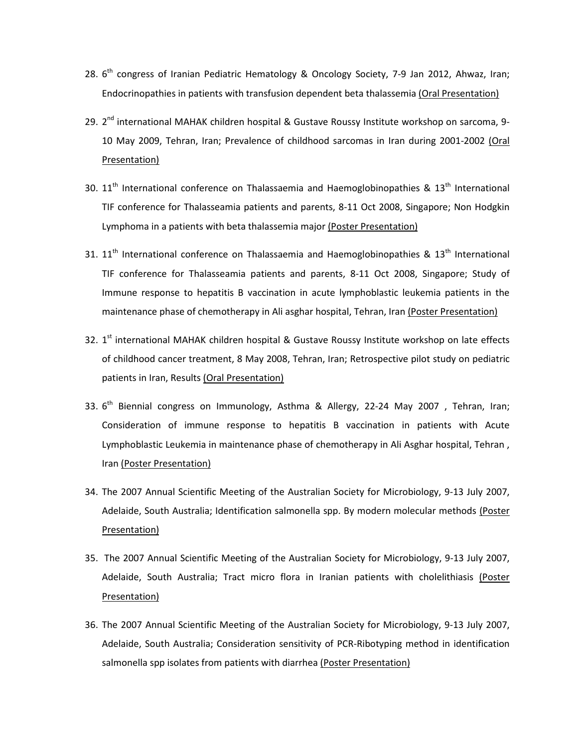28. 6th congress of Iranian Pediatric Hematology & Oncology Society, 7-9 Jan 2012, Ahwaz, Iran; Endocrinopathies in patients with transfusion dependent beta thalassemia (Oral Presentation)

29. 2nd international MAHAK children hospital & Gustave Roussy Institute workshop on sarcoma, 9-10 May 2009, Tehran, Iran; Prevalence of childhood sarcomas in Iran during 2001-2002 (Oral Presentation)

30. 11th International conference on Thalassaemia and Haemoglobinopathies & 13th International TIF conference for Thalasseamia patients and parents, 8-11 Oct 2008, Singapore; Non Hodgkin Lymphoma in a patients with beta thalassemia major (Poster Presentation)

31. 11th International conference on Thalassaemia and Haemoglobinopathies & 13th International TIF conference for Thalasseamia patients and parents, 8-11 Oct 2008, Singapore; Study of Immune response to hepatitis B vaccination in acute lymphoblastic leukemia patients in the maintenance phase of chemotherapy in Ali asghar hospital, Tehran, Iran (Poster Presentation)

32. 1st international MAHAK children hospital & Gustave Roussy Institute workshop on late effects of childhood cancer treatment, 8 May 2008, Tehran, Iran; Retrospective pilot study on pediatric patients in Iran, Results (Oral Presentation)

33. 6th Biennial congress on Immunology, Asthma & Allergy, 22-24 May 2007 , Tehran, Iran; Consideration of immune response to hepatitis B vaccination in patients with Acute Lymphoblastic Leukemia in maintenance phase of chemotherapy in Ali Asghar hospital, Tehran , Iran (Poster Presentation)

34. The 2007 Annual Scientific Meeting of the Australian Society for Microbiology, 9-13 July 2007, Adelaide, South Australia; Identification salmonella spp. By modern molecular methods (Poster Presentation)

35. The 2007 Annual Scientific Meeting of the Australian Society for Microbiology, 9-13 July 2007, Adelaide, South Australia; Tract micro flora in Iranian patients with cholelithiasis (Poster Presentation)

36. The 2007 Annual Scientific Meeting of the Australian Society for Microbiology, 9-13 July 2007, Adelaide, South Australia; Consideration sensitivity of PCR-Ribotyping method in identification salmonella spp isolates from patients with diarrhea (Poster Presentation)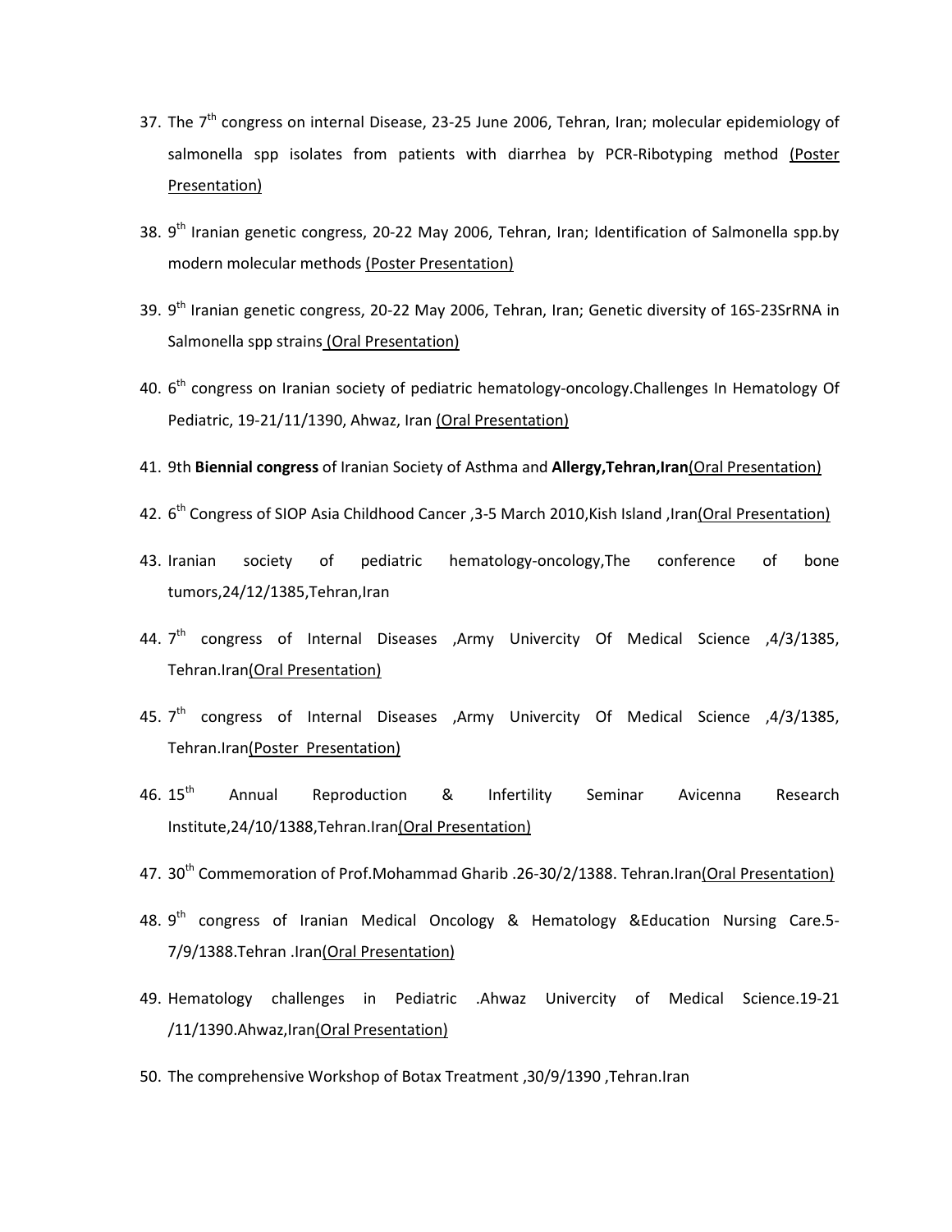37. The 7th congress on internal Disease, 23-25 June 2006, Tehran, Iran; molecular epidemiology of salmonella spp isolates from patients with diarrhea by PCR-Ribotyping method (Poster Presentation)

38. 9th Iranian genetic congress, 20-22 May 2006, Tehran, Iran; Identification of Salmonella spp.by modern molecular methods (Poster Presentation)

39. 9th Iranian genetic congress, 20-22 May 2006, Tehran, Iran; Genetic diversity of 16S-23SrRNA in Salmonella spp strains (Oral Presentation)

40. 6th congress on Iranian society of pediatric hematology-oncology.Challenges In Hematology Of Pediatric, 19-21/11/1390, Ahwaz, Iran (Oral Presentation)

41. 9th **Biennial congress** of Iranian Society of Asthma and **Allergy,Tehran,Iran**(Oral Presentation)

42. 6th Congress of SIOP Asia Childhood Cancer ,3-5 March 2010,Kish Island ,Iran(Oral Presentation)

43. Iranian society of pediatric hematology-oncology,The conference of bone tumors,24/12/1385,Tehran,Iran

44. 7th congress of Internal Diseases ,Army Univercity Of Medical Science ,4/3/1385, Tehran.Iran(Oral Presentation)

45. 7th congress of Internal Diseases ,Army Univercity Of Medical Science ,4/3/1385, Tehran.Iran(Poster Presentation)

46. 15th Annual Reproduction & Infertility Seminar Avicenna Research Institute,24/10/1388,Tehran.Iran(Oral Presentation)

47. 30th Commemoration of Prof.Mohammad Gharib .26-30/2/1388. Tehran.Iran(Oral Presentation)

48. 9th congress of Iranian Medical Oncology & Hematology &Education Nursing Care.5-7/9/1388.Tehran .Iran(Oral Presentation)

49. Hematology challenges in Pediatric .Ahwaz Univercity of Medical Science.19-21 /11/1390.Ahwaz,Iran(Oral Presentation)

50. The comprehensive Workshop of Botax Treatment ,30/9/1390 ,Tehran.Iran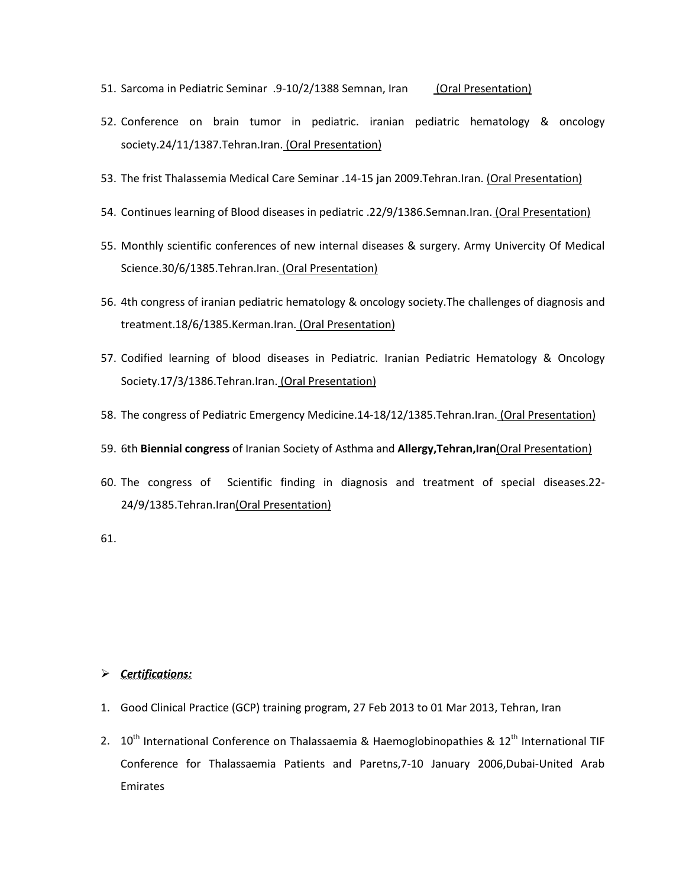51. Sarcoma in Pediatric Seminar .9-10/2/1388 Semnan, Iran (Oral Presentation)
52. Conference on brain tumor in pediatric. iranian pediatric hematology & oncology society.24/11/1387.Tehran.Iran. (Oral Presentation)
53. The frist Thalassemia Medical Care Seminar .14-15 jan 2009.Tehran.Iran. (Oral Presentation)
54. Continues learning of Blood diseases in pediatric .22/9/1386.Semnan.Iran. (Oral Presentation)
55. Monthly scientific conferences of new internal diseases & surgery. Army Univercity Of Medical Science.30/6/1385.Tehran.Iran. (Oral Presentation)
56. 4th congress of iranian pediatric hematology & oncology society.The challenges of diagnosis and treatment.18/6/1385.Kerman.Iran. (Oral Presentation)
57. Codified learning of blood diseases in Pediatric. Iranian Pediatric Hematology & Oncology Society.17/3/1386.Tehran.Iran. (Oral Presentation)
58. The congress of Pediatric Emergency Medicine.14-18/12/1385.Tehran.Iran. (Oral Presentation)
59. 6th **Biennial congress** of Iranian Society of Asthma and **Allergy,Tehran,Iran**(Oral Presentation)
60. The congress of Scientific finding in diagnosis and treatment of special diseases.22-24/9/1385.Tehran.Iran(Oral Presentation)
61.

- ***Certifications:***

1. Good Clinical Practice (GCP) training program, 27 Feb 2013 to 01 Mar 2013, Tehran, Iran
2. 10th International Conference on Thalassaemia & Haemoglobinopathies & 12th International TIF Conference for Thalassaemia Patients and Paretns,7-10 January 2006,Dubai-United Arab Emirates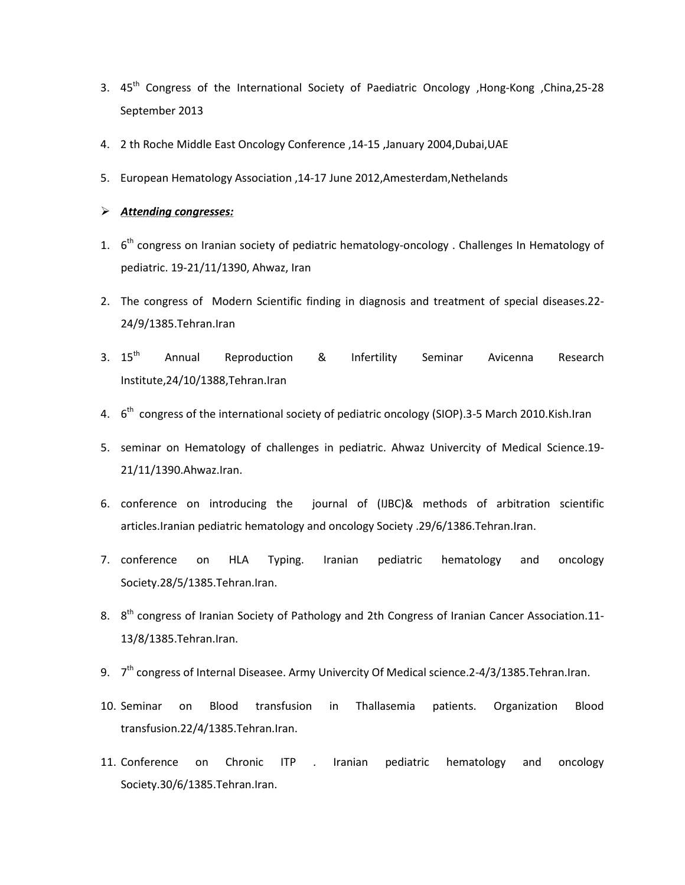3. 45th Congress of the International Society of Paediatric Oncology ,Hong-Kong ,China,25-28 September 2013

4. 2 th Roche Middle East Oncology Conference ,14-15 ,January 2004,Dubai,UAE

5. European Hematology Association ,14-17 June 2012,Amesterdam,Nethelands

➢ ***Attending congresses:***

1. 6th congress on Iranian society of pediatric hematology-oncology . Challenges In Hematology of pediatric. 19-21/11/1390, Ahwaz, Iran

2. The congress of Modern Scientific finding in diagnosis and treatment of special diseases.22-24/9/1385.Tehran.Iran

3. 15th Annual Reproduction & Infertility Seminar Avicenna Research Institute,24/10/1388,Tehran.Iran

4. 6th congress of the international society of pediatric oncology (SIOP).3-5 March 2010.Kish.Iran

5. seminar on Hematology of challenges in pediatric. Ahwaz Univercity of Medical Science.19-21/11/1390.Ahwaz.Iran.

6. conference on introducing the journal of (IJBC)& methods of arbitration scientific articles.Iranian pediatric hematology and oncology Society .29/6/1386.Tehran.Iran.

7. conference on HLA Typing. Iranian pediatric hematology and oncology Society.28/5/1385.Tehran.Iran.

8. 8th congress of Iranian Society of Pathology and 2th Congress of Iranian Cancer Association.11-13/8/1385.Tehran.Iran.

9. 7th congress of Internal Diseasee. Army Univercity Of Medical science.2-4/3/1385.Tehran.Iran.

10. Seminar on Blood transfusion in Thallasemia patients. Organization Blood transfusion.22/4/1385.Tehran.Iran.

11. Conference on Chronic ITP . Iranian pediatric hematology and oncology Society.30/6/1385.Tehran.Iran.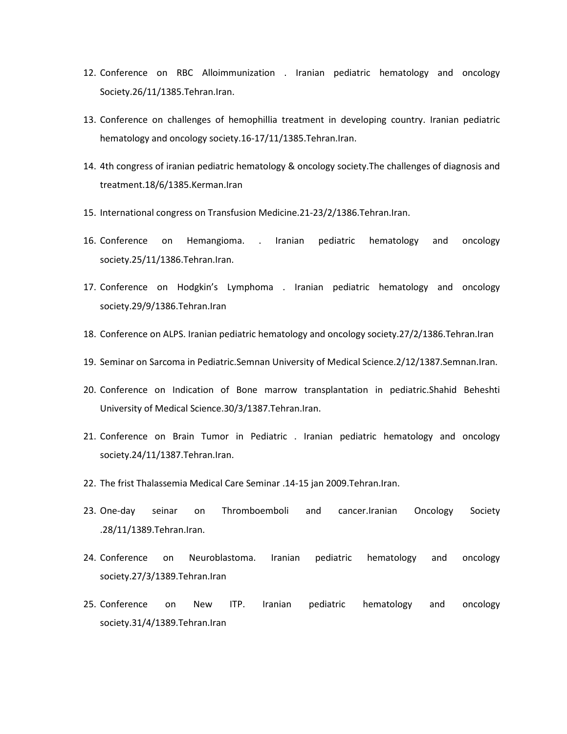12. Conference on RBC Alloimmunization . Iranian pediatric hematology and oncology Society.26/11/1385.Tehran.Iran.
13. Conference on challenges of hemophillia treatment in developing country. Iranian pediatric hematology and oncology society.16-17/11/1385.Tehran.Iran.
14. 4th congress of iranian pediatric hematology & oncology society.The challenges of diagnosis and treatment.18/6/1385.Kerman.Iran
15. International congress on Transfusion Medicine.21-23/2/1386.Tehran.Iran.
16. Conference on Hemangioma. . Iranian pediatric hematology and oncology society.25/11/1386.Tehran.Iran.
17. Conference on Hodgkin's Lymphoma . Iranian pediatric hematology and oncology society.29/9/1386.Tehran.Iran
18. Conference on ALPS. Iranian pediatric hematology and oncology society.27/2/1386.Tehran.Iran
19. Seminar on Sarcoma in Pediatric.Semnan University of Medical Science.2/12/1387.Semnan.Iran.
20. Conference on Indication of Bone marrow transplantation in pediatric.Shahid Beheshti University of Medical Science.30/3/1387.Tehran.Iran.
21. Conference on Brain Tumor in Pediatric . Iranian pediatric hematology and oncology society.24/11/1387.Tehran.Iran.
22. The frist Thalassemia Medical Care Seminar .14-15 jan 2009.Tehran.Iran.
23. One-day seinar on Thromboemboli and cancer.Iranian Oncology Society .28/11/1389.Tehran.Iran.
24. Conference on Neuroblastoma. Iranian pediatric hematology and oncology society.27/3/1389.Tehran.Iran
25. Conference on New ITP. Iranian pediatric hematology and oncology society.31/4/1389.Tehran.Iran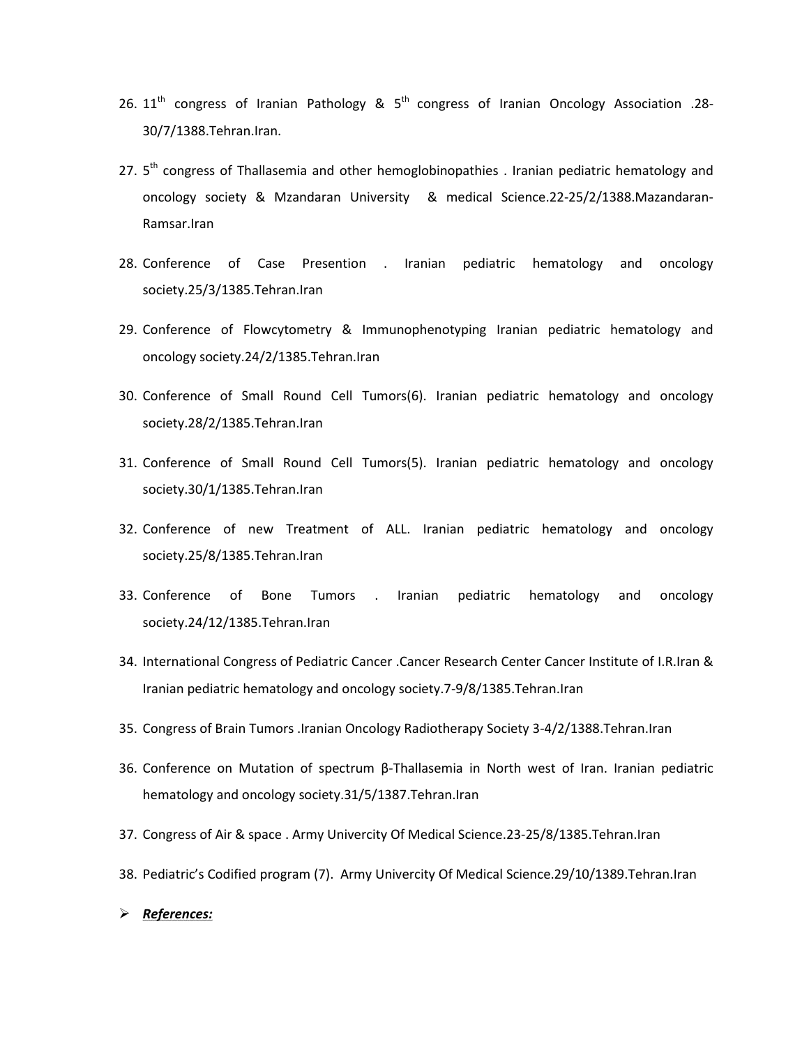26. 11th congress of Iranian Pathology & 5th congress of Iranian Oncology Association .28-30/7/1388.Tehran.Iran.

27. 5th congress of Thallasemia and other hemoglobinopathies . Iranian pediatric hematology and oncology society & Mzandaran University & medical Science.22-25/2/1388.Mazandaran-Ramsar.Iran

28. Conference of Case Presention . Iranian pediatric hematology and oncology society.25/3/1385.Tehran.Iran

29. Conference of Flowcytometry & Immunophenotyping Iranian pediatric hematology and oncology society.24/2/1385.Tehran.Iran

30. Conference of Small Round Cell Tumors(6). Iranian pediatric hematology and oncology society.28/2/1385.Tehran.Iran

31. Conference of Small Round Cell Tumors(5). Iranian pediatric hematology and oncology society.30/1/1385.Tehran.Iran

32. Conference of new Treatment of ALL. Iranian pediatric hematology and oncology society.25/8/1385.Tehran.Iran

33. Conference of Bone Tumors . Iranian pediatric hematology and oncology society.24/12/1385.Tehran.Iran

34. International Congress of Pediatric Cancer .Cancer Research Center Cancer Institute of I.R.Iran & Iranian pediatric hematology and oncology society.7-9/8/1385.Tehran.Iran

35. Congress of Brain Tumors .Iranian Oncology Radiotherapy Society 3-4/2/1388.Tehran.Iran

36. Conference on Mutation of spectrum β-Thallasemia in North west of Iran. Iranian pediatric hematology and oncology society.31/5/1387.Tehran.Iran

37. Congress of Air & space . Army Univercity Of Medical Science.23-25/8/1385.Tehran.Iran

38. Pediatric's Codified program (7). Army Univercity Of Medical Science.29/10/1389.Tehran.Iran

- ***References:***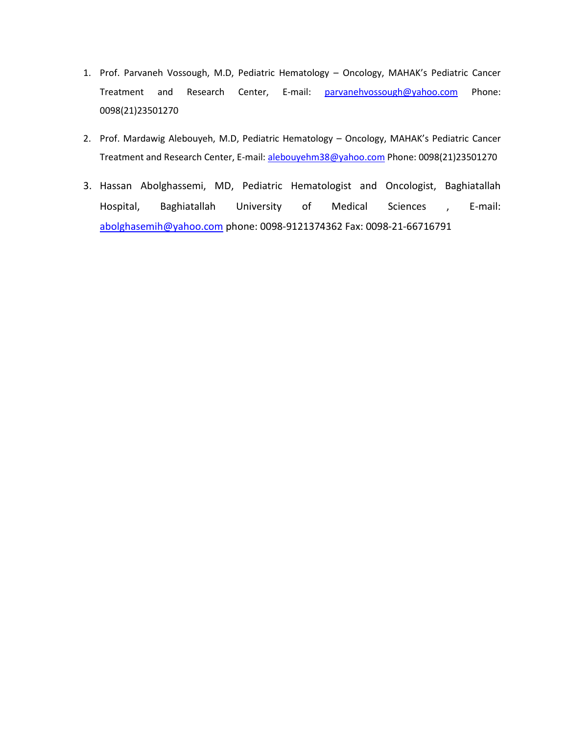1. Prof. Parvaneh Vossough, M.D, Pediatric Hematology – Oncology, MAHAK's Pediatric Cancer Treatment and Research Center, E-mail: parvanehvossough@yahoo.com Phone: 0098(21)23501270

2. Prof. Mardawig Alebouyeh, M.D, Pediatric Hematology – Oncology, MAHAK's Pediatric Cancer Treatment and Research Center, E-mail: alebouyehm38@yahoo.com Phone: 0098(21)23501270

3. Hassan Abolghassemi, MD, Pediatric Hematologist and Oncologist, Baghiatallah Hospital, Baghiatallah University of Medical Sciences , E-mail: abolghasemih@yahoo.com phone: 0098-9121374362 Fax: 0098-21-66716791